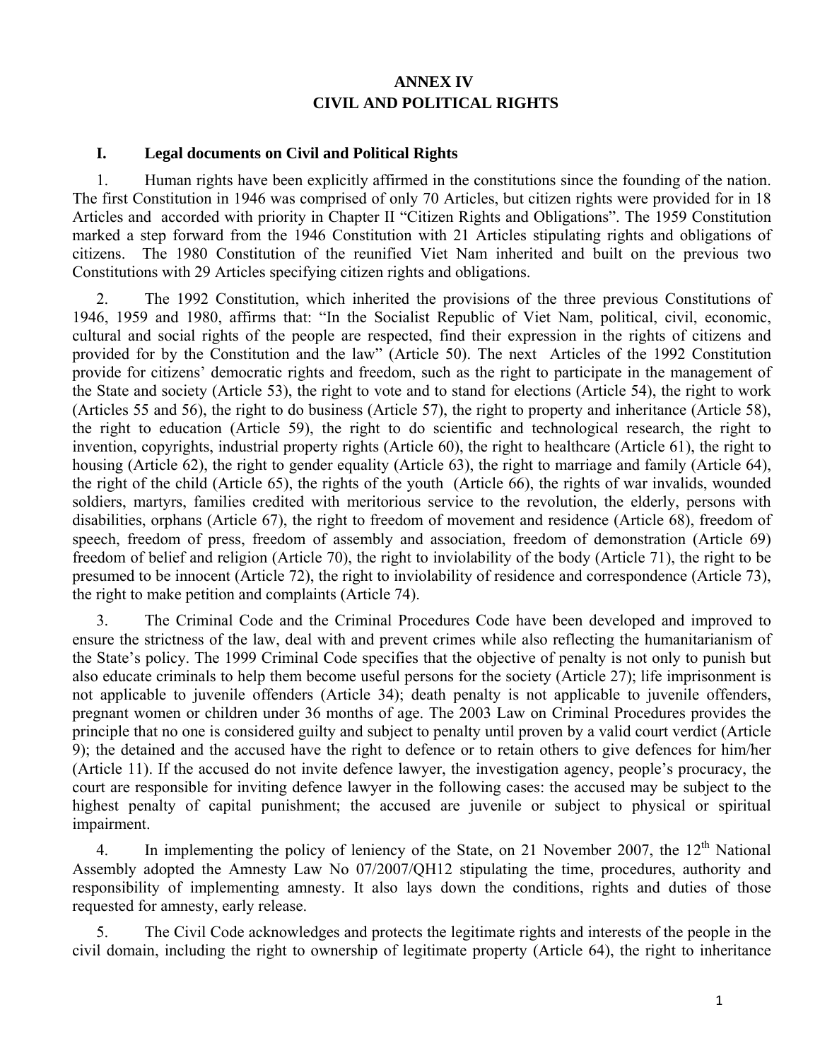# ANNEX IV
# CIVIL AND POLITICAL RIGHTS

## I. Legal documents on Civil and Political Rights

1. Human rights have been explicitly affirmed in the constitutions since the founding of the nation. The first Constitution in 1946 was comprised of only 70 Articles, but citizen rights were provided for in 18 Articles and accorded with priority in Chapter II "Citizen Rights and Obligations". The 1959 Constitution marked a step forward from the 1946 Constitution with 21 Articles stipulating rights and obligations of citizens. The 1980 Constitution of the reunified Viet Nam inherited and built on the previous two Constitutions with 29 Articles specifying citizen rights and obligations.

2. The 1992 Constitution, which inherited the provisions of the three previous Constitutions of 1946, 1959 and 1980, affirms that: "In the Socialist Republic of Viet Nam, political, civil, economic, cultural and social rights of the people are respected, find their expression in the rights of citizens and provided for by the Constitution and the law" (Article 50). The next Articles of the 1992 Constitution provide for citizens' democratic rights and freedom, such as the right to participate in the management of the State and society (Article 53), the right to vote and to stand for elections (Article 54), the right to work (Articles 55 and 56), the right to do business (Article 57), the right to property and inheritance (Article 58), the right to education (Article 59), the right to do scientific and technological research, the right to invention, copyrights, industrial property rights (Article 60), the right to healthcare (Article 61), the right to housing (Article 62), the right to gender equality (Article 63), the right to marriage and family (Article 64), the right of the child (Article 65), the rights of the youth (Article 66), the rights of war invalids, wounded soldiers, martyrs, families credited with meritorious service to the revolution, the elderly, persons with disabilities, orphans (Article 67), the right to freedom of movement and residence (Article 68), freedom of speech, freedom of press, freedom of assembly and association, freedom of demonstration (Article 69) freedom of belief and religion (Article 70), the right to inviolability of the body (Article 71), the right to be presumed to be innocent (Article 72), the right to inviolability of residence and correspondence (Article 73), the right to make petition and complaints (Article 74).

3. The Criminal Code and the Criminal Procedures Code have been developed and improved to ensure the strictness of the law, deal with and prevent crimes while also reflecting the humanitarianism of the State's policy. The 1999 Criminal Code specifies that the objective of penalty is not only to punish but also educate criminals to help them become useful persons for the society (Article 27); life imprisonment is not applicable to juvenile offenders (Article 34); death penalty is not applicable to juvenile offenders, pregnant women or children under 36 months of age. The 2003 Law on Criminal Procedures provides the principle that no one is considered guilty and subject to penalty until proven by a valid court verdict (Article 9); the detained and the accused have the right to defence or to retain others to give defences for him/her (Article 11). If the accused do not invite defence lawyer, the investigation agency, people's procuracy, the court are responsible for inviting defence lawyer in the following cases: the accused may be subject to the highest penalty of capital punishment; the accused are juvenile or subject to physical or spiritual impairment.

4. In implementing the policy of leniency of the State, on 21 November 2007, the 12th National Assembly adopted the Amnesty Law No 07/2007/QH12 stipulating the time, procedures, authority and responsibility of implementing amnesty. It also lays down the conditions, rights and duties of those requested for amnesty, early release.

5. The Civil Code acknowledges and protects the legitimate rights and interests of the people in the civil domain, including the right to ownership of legitimate property (Article 64), the right to inheritance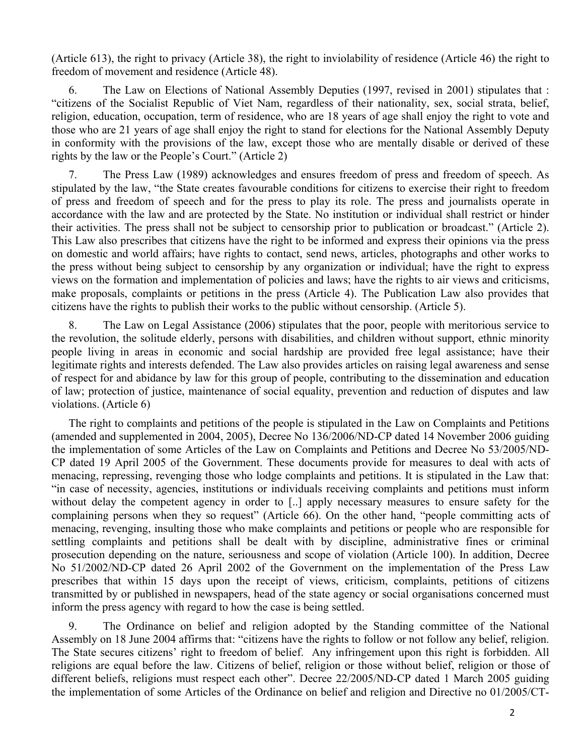(Article 613), the right to privacy (Article 38), the right to inviolability of residence (Article 46) the right to freedom of movement and residence (Article 48).

6. The Law on Elections of National Assembly Deputies (1997, revised in 2001) stipulates that : "citizens of the Socialist Republic of Viet Nam, regardless of their nationality, sex, social strata, belief, religion, education, occupation, term of residence, who are 18 years of age shall enjoy the right to vote and those who are 21 years of age shall enjoy the right to stand for elections for the National Assembly Deputy in conformity with the provisions of the law, except those who are mentally disable or derived of these rights by the law or the People's Court." (Article 2)

7. The Press Law (1989) acknowledges and ensures freedom of press and freedom of speech. As stipulated by the law, "the State creates favourable conditions for citizens to exercise their right to freedom of press and freedom of speech and for the press to play its role. The press and journalists operate in accordance with the law and are protected by the State. No institution or individual shall restrict or hinder their activities. The press shall not be subject to censorship prior to publication or broadcast." (Article 2). This Law also prescribes that citizens have the right to be informed and express their opinions via the press on domestic and world affairs; have rights to contact, send news, articles, photographs and other works to the press without being subject to censorship by any organization or individual; have the right to express views on the formation and implementation of policies and laws; have the rights to air views and criticisms, make proposals, complaints or petitions in the press (Article 4). The Publication Law also provides that citizens have the rights to publish their works to the public without censorship. (Article 5).

8. The Law on Legal Assistance (2006) stipulates that the poor, people with meritorious service to the revolution, the solitude elderly, persons with disabilities, and children without support, ethnic minority people living in areas in economic and social hardship are provided free legal assistance; have their legitimate rights and interests defended. The Law also provides articles on raising legal awareness and sense of respect for and abidance by law for this group of people, contributing to the dissemination and education of law; protection of justice, maintenance of social equality, prevention and reduction of disputes and law violations. (Article 6)

The right to complaints and petitions of the people is stipulated in the Law on Complaints and Petitions (amended and supplemented in 2004, 2005), Decree No 136/2006/ND-CP dated 14 November 2006 guiding the implementation of some Articles of the Law on Complaints and Petitions and Decree No 53/2005/ND-CP dated 19 April 2005 of the Government. These documents provide for measures to deal with acts of menacing, repressing, revenging those who lodge complaints and petitions. It is stipulated in the Law that: "in case of necessity, agencies, institutions or individuals receiving complaints and petitions must inform without delay the competent agency in order to [..] apply necessary measures to ensure safety for the complaining persons when they so request" (Article 66). On the other hand, "people committing acts of menacing, revenging, insulting those who make complaints and petitions or people who are responsible for settling complaints and petitions shall be dealt with by discipline, administrative fines or criminal prosecution depending on the nature, seriousness and scope of violation (Article 100). In addition, Decree No 51/2002/ND-CP dated 26 April 2002 of the Government on the implementation of the Press Law prescribes that within 15 days upon the receipt of views, criticism, complaints, petitions of citizens transmitted by or published in newspapers, head of the state agency or social organisations concerned must inform the press agency with regard to how the case is being settled.

9. The Ordinance on belief and religion adopted by the Standing committee of the National Assembly on 18 June 2004 affirms that: "citizens have the rights to follow or not follow any belief, religion. The State secures citizens' right to freedom of belief. Any infringement upon this right is forbidden. All religions are equal before the law. Citizens of belief, religion or those without belief, religion or those of different beliefs, religions must respect each other". Decree 22/2005/ND-CP dated 1 March 2005 guiding the implementation of some Articles of the Ordinance on belief and religion and Directive no 01/2005/CT-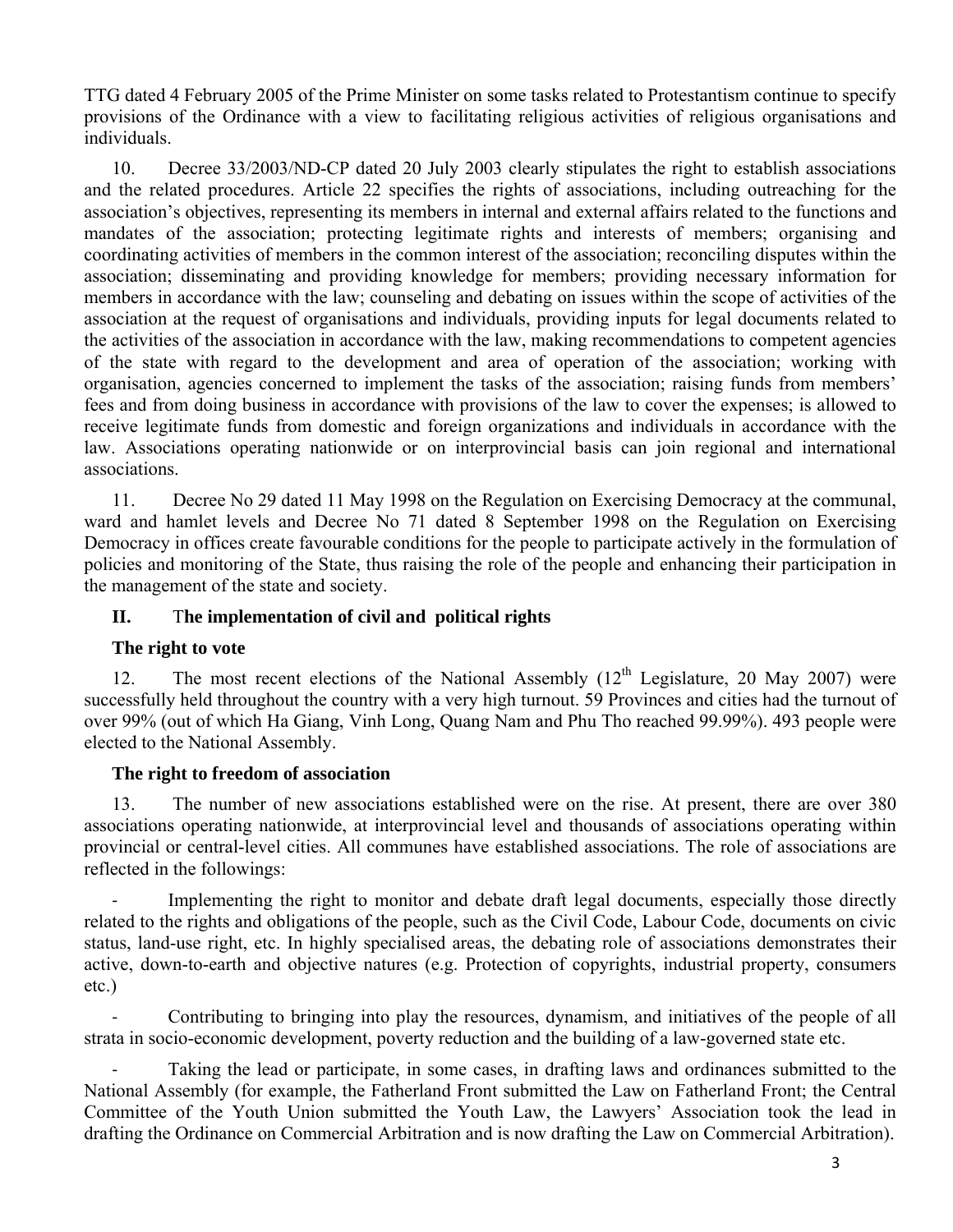TTG dated 4 February 2005 of the Prime Minister on some tasks related to Protestantism continue to specify provisions of the Ordinance with a view to facilitating religious activities of religious organisations and individuals.

10. Decree 33/2003/ND-CP dated 20 July 2003 clearly stipulates the right to establish associations and the related procedures. Article 22 specifies the rights of associations, including outreaching for the association's objectives, representing its members in internal and external affairs related to the functions and mandates of the association; protecting legitimate rights and interests of members; organising and coordinating activities of members in the common interest of the association; reconciling disputes within the association; disseminating and providing knowledge for members; providing necessary information for members in accordance with the law; counseling and debating on issues within the scope of activities of the association at the request of organisations and individuals, providing inputs for legal documents related to the activities of the association in accordance with the law, making recommendations to competent agencies of the state with regard to the development and area of operation of the association; working with organisation, agencies concerned to implement the tasks of the association; raising funds from members' fees and from doing business in accordance with provisions of the law to cover the expenses; is allowed to receive legitimate funds from domestic and foreign organizations and individuals in accordance with the law. Associations operating nationwide or on interprovincial basis can join regional and international associations.

11. Decree No 29 dated 11 May 1998 on the Regulation on Exercising Democracy at the communal, ward and hamlet levels and Decree No 71 dated 8 September 1998 on the Regulation on Exercising Democracy in offices create favourable conditions for the people to participate actively in the formulation of policies and monitoring of the State, thus raising the role of the people and enhancing their participation in the management of the state and society.

## II. The implementation of civil and political rights

### The right to vote

12. The most recent elections of the National Assembly (12th Legislature, 20 May 2007) were successfully held throughout the country with a very high turnout. 59 Provinces and cities had the turnout of over 99% (out of which Ha Giang, Vinh Long, Quang Nam and Phu Tho reached 99.99%). 493 people were elected to the National Assembly.

### The right to freedom of association

13. The number of new associations established were on the rise. At present, there are over 380 associations operating nationwide, at interprovincial level and thousands of associations operating within provincial or central-level cities. All communes have established associations. The role of associations are reflected in the followings:

- Implementing the right to monitor and debate draft legal documents, especially those directly related to the rights and obligations of the people, such as the Civil Code, Labour Code, documents on civic status, land-use right, etc. In highly specialised areas, the debating role of associations demonstrates their active, down-to-earth and objective natures (e.g. Protection of copyrights, industrial property, consumers etc.)
- Contributing to bringing into play the resources, dynamism, and initiatives of the people of all strata in socio-economic development, poverty reduction and the building of a law-governed state etc.
- Taking the lead or participate, in some cases, in drafting laws and ordinances submitted to the National Assembly (for example, the Fatherland Front submitted the Law on Fatherland Front; the Central Committee of the Youth Union submitted the Youth Law, the Lawyers' Association took the lead in drafting the Ordinance on Commercial Arbitration and is now drafting the Law on Commercial Arbitration).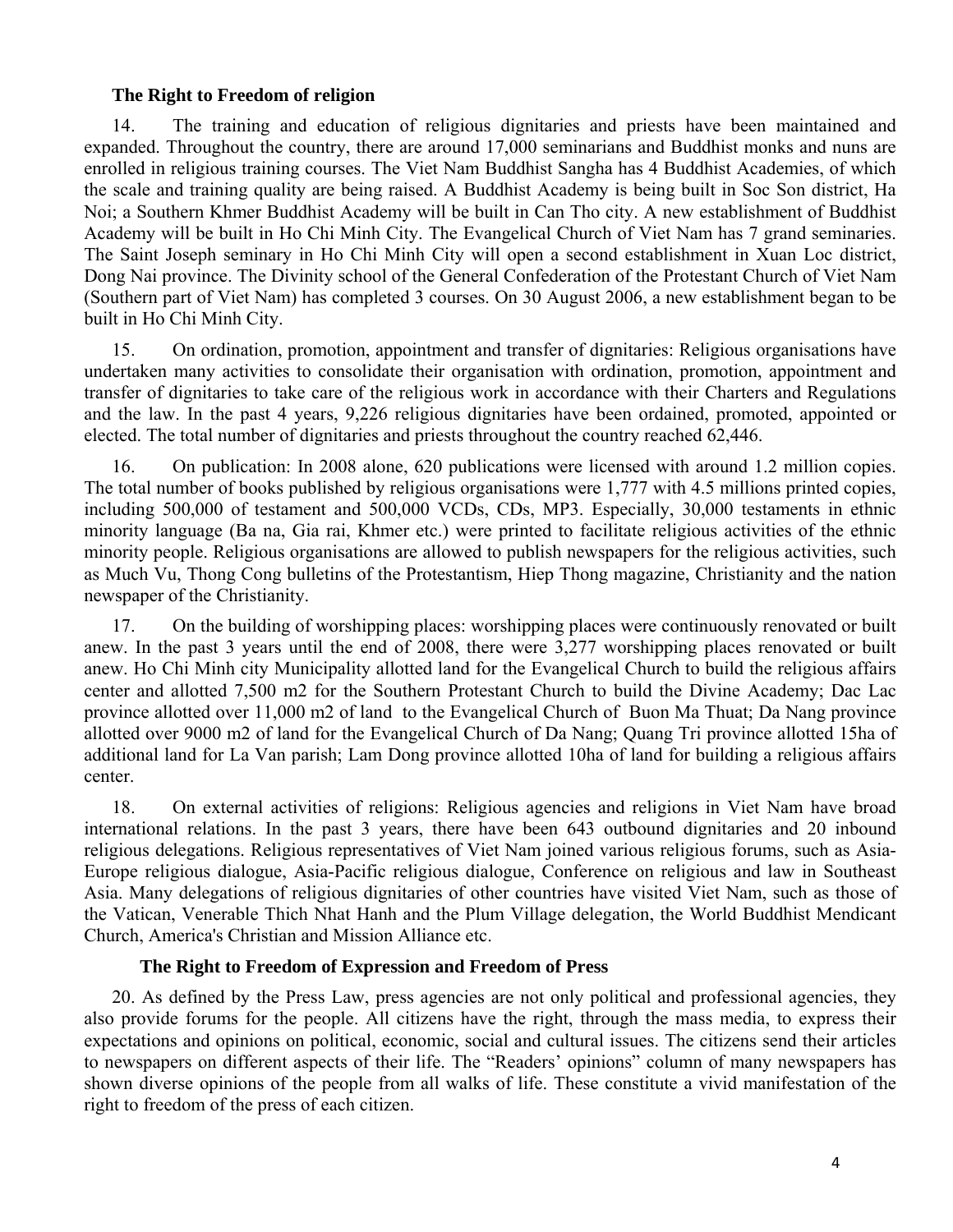### The Right to Freedom of religion

14. The training and education of religious dignitaries and priests have been maintained and expanded. Throughout the country, there are around 17,000 seminarians and Buddhist monks and nuns are enrolled in religious training courses. The Viet Nam Buddhist Sangha has 4 Buddhist Academies, of which the scale and training quality are being raised. A Buddhist Academy is being built in Soc Son district, Ha Noi; a Southern Khmer Buddhist Academy will be built in Can Tho city. A new establishment of Buddhist Academy will be built in Ho Chi Minh City. The Evangelical Church of Viet Nam has 7 grand seminaries. The Saint Joseph seminary in Ho Chi Minh City will open a second establishment in Xuan Loc district, Dong Nai province. The Divinity school of the General Confederation of the Protestant Church of Viet Nam (Southern part of Viet Nam) has completed 3 courses. On 30 August 2006, a new establishment began to be built in Ho Chi Minh City.

15. On ordination, promotion, appointment and transfer of dignitaries: Religious organisations have undertaken many activities to consolidate their organisation with ordination, promotion, appointment and transfer of dignitaries to take care of the religious work in accordance with their Charters and Regulations and the law. In the past 4 years, 9,226 religious dignitaries have been ordained, promoted, appointed or elected. The total number of dignitaries and priests throughout the country reached 62,446.

16. On publication: In 2008 alone, 620 publications were licensed with around 1.2 million copies. The total number of books published by religious organisations were 1,777 with 4.5 millions printed copies, including 500,000 of testament and 500,000 VCDs, CDs, MP3. Especially, 30,000 testaments in ethnic minority language (Ba na, Gia rai, Khmer etc.) were printed to facilitate religious activities of the ethnic minority people. Religious organisations are allowed to publish newspapers for the religious activities, such as Much Vu, Thong Cong bulletins of the Protestantism, Hiep Thong magazine, Christianity and the nation newspaper of the Christianity.

17. On the building of worshipping places: worshipping places were continuously renovated or built anew. In the past 3 years until the end of 2008, there were 3,277 worshipping places renovated or built anew. Ho Chi Minh city Municipality allotted land for the Evangelical Church to build the religious affairs center and allotted 7,500 m2 for the Southern Protestant Church to build the Divine Academy; Dac Lac province allotted over 11,000 m2 of land to the Evangelical Church of Buon Ma Thuat; Da Nang province allotted over 9000 m2 of land for the Evangelical Church of Da Nang; Quang Tri province allotted 15ha of additional land for La Van parish; Lam Dong province allotted 10ha of land for building a religious affairs center.

18. On external activities of religions: Religious agencies and religions in Viet Nam have broad international relations. In the past 3 years, there have been 643 outbound dignitaries and 20 inbound religious delegations. Religious representatives of Viet Nam joined various religious forums, such as Asia-Europe religious dialogue, Asia-Pacific religious dialogue, Conference on religious and law in Southeast Asia. Many delegations of religious dignitaries of other countries have visited Viet Nam, such as those of the Vatican, Venerable Thich Nhat Hanh and the Plum Village delegation, the World Buddhist Mendicant Church, America's Christian and Mission Alliance etc.

### The Right to Freedom of Expression and Freedom of Press

20. As defined by the Press Law, press agencies are not only political and professional agencies, they also provide forums for the people. All citizens have the right, through the mass media, to express their expectations and opinions on political, economic, social and cultural issues. The citizens send their articles to newspapers on different aspects of their life. The "Readers' opinions" column of many newspapers has shown diverse opinions of the people from all walks of life. These constitute a vivid manifestation of the right to freedom of the press of each citizen.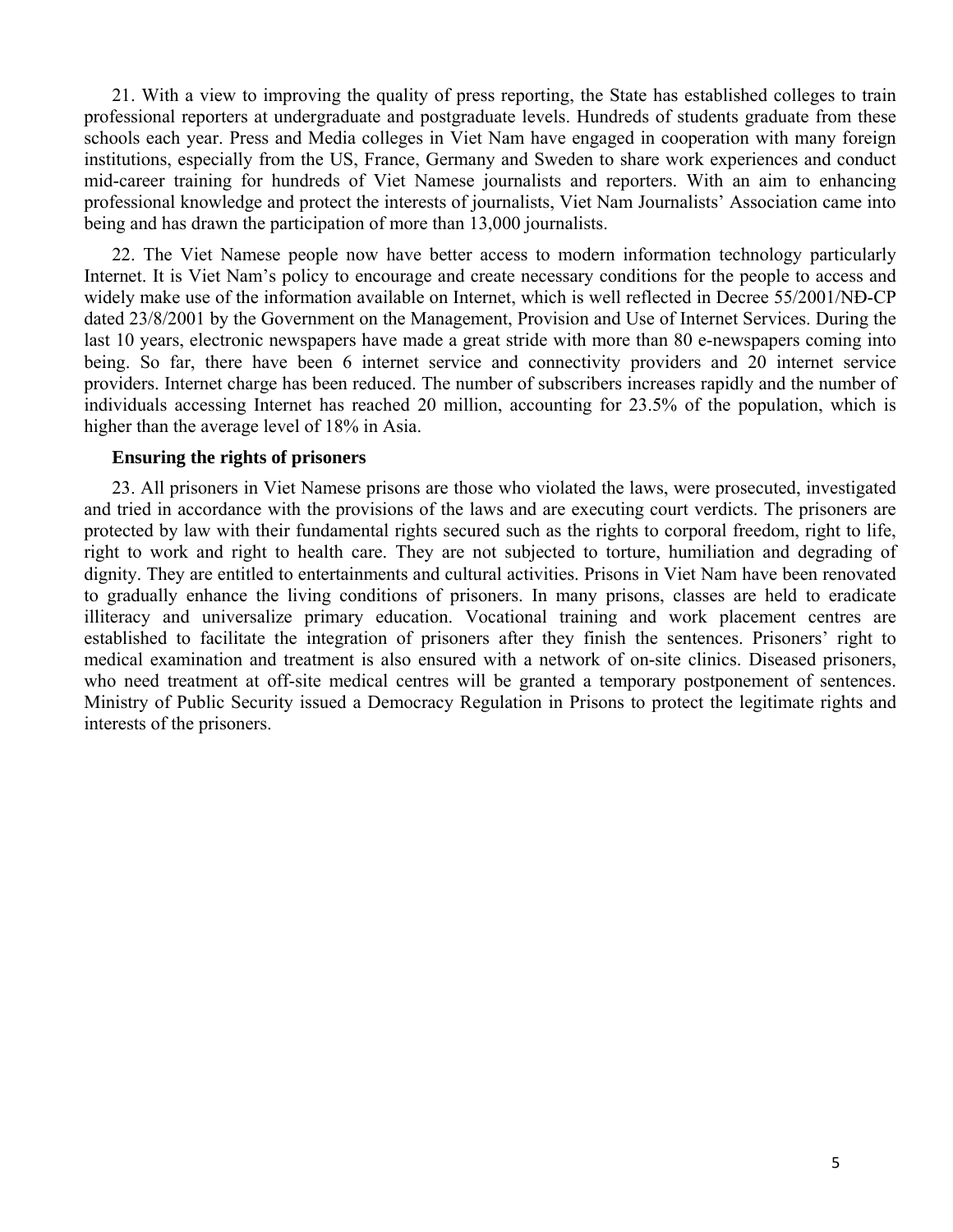21. With a view to improving the quality of press reporting, the State has established colleges to train professional reporters at undergraduate and postgraduate levels. Hundreds of students graduate from these schools each year. Press and Media colleges in Viet Nam have engaged in cooperation with many foreign institutions, especially from the US, France, Germany and Sweden to share work experiences and conduct mid-career training for hundreds of Viet Namese journalists and reporters. With an aim to enhancing professional knowledge and protect the interests of journalists, Viet Nam Journalists' Association came into being and has drawn the participation of more than 13,000 journalists.

22. The Viet Namese people now have better access to modern information technology particularly Internet. It is Viet Nam's policy to encourage and create necessary conditions for the people to access and widely make use of the information available on Internet, which is well reflected in Decree 55/2001/NĐ-CP dated 23/8/2001 by the Government on the Management, Provision and Use of Internet Services. During the last 10 years, electronic newspapers have made a great stride with more than 80 e-newspapers coming into being. So far, there have been 6 internet service and connectivity providers and 20 internet service providers. Internet charge has been reduced. The number of subscribers increases rapidly and the number of individuals accessing Internet has reached 20 million, accounting for 23.5% of the population, which is higher than the average level of 18% in Asia.

**Ensuring the rights of prisoners**

23. All prisoners in Viet Namese prisons are those who violated the laws, were prosecuted, investigated and tried in accordance with the provisions of the laws and are executing court verdicts. The prisoners are protected by law with their fundamental rights secured such as the rights to corporal freedom, right to life, right to work and right to health care. They are not subjected to torture, humiliation and degrading of dignity. They are entitled to entertainments and cultural activities. Prisons in Viet Nam have been renovated to gradually enhance the living conditions of prisoners. In many prisons, classes are held to eradicate illiteracy and universalize primary education. Vocational training and work placement centres are established to facilitate the integration of prisoners after they finish the sentences. Prisoners' right to medical examination and treatment is also ensured with a network of on-site clinics. Diseased prisoners, who need treatment at off-site medical centres will be granted a temporary postponement of sentences. Ministry of Public Security issued a Democracy Regulation in Prisons to protect the legitimate rights and interests of the prisoners.